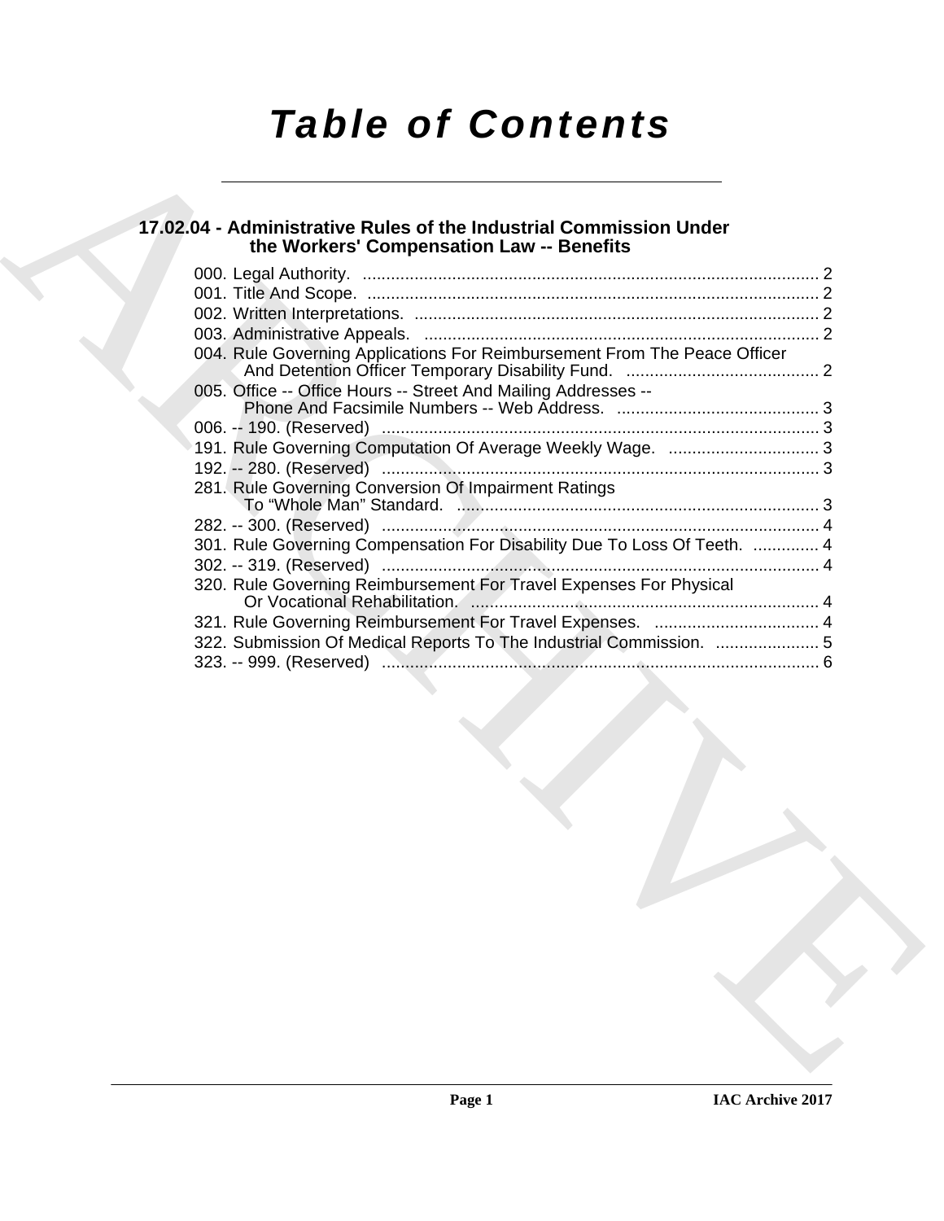# Table of Contents

## 17.02.04 - Administrative Rules of the Industrial Commission Under the Workers' Compensation Law -- Benefits

000. Legal Authority. ..... 2
001. Title And Scope. ..... 2
002. Written Interpretations. ..... 2
003. Administrative Appeals. ..... 2
004. Rule Governing Applications For Reimbursement From The Peace Officer And Detention Officer Temporary Disability Fund. ..... 2
005. Office -- Office Hours -- Street And Mailing Addresses -- Phone And Facsimile Numbers -- Web Address. ..... 3
006. -- 190. (Reserved) ..... 3
191. Rule Governing Computation Of Average Weekly Wage. ..... 3
192. -- 280. (Reserved) ..... 3
281. Rule Governing Conversion Of Impairment Ratings To "Whole Man" Standard. ..... 3
282. -- 300. (Reserved) ..... 4
301. Rule Governing Compensation For Disability Due To Loss Of Teeth. ..... 4
302. -- 319. (Reserved) ..... 4
320. Rule Governing Reimbursement For Travel Expenses For Physical Or Vocational Rehabilitation. ..... 4
321. Rule Governing Reimbursement For Travel Expenses. ..... 4
322. Submission Of Medical Reports To The Industrial Commission. ..... 5
323. -- 999. (Reserved) ..... 6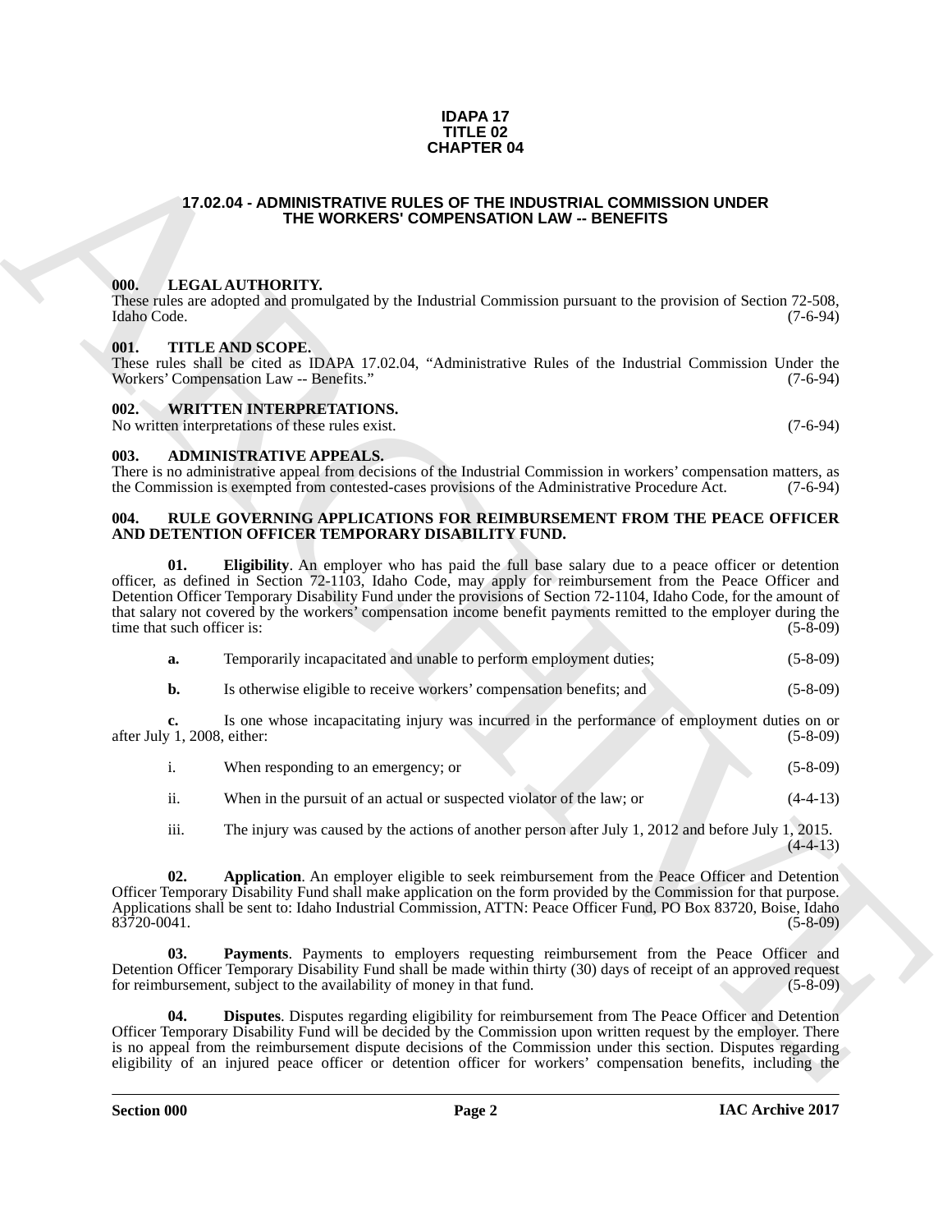**IDAPA 17**
**TITLE 02**
**CHAPTER 04**

# 17.02.04 - ADMINISTRATIVE RULES OF THE INDUSTRIAL COMMISSION UNDER THE WORKERS' COMPENSATION LAW -- BENEFITS

## 000. LEGAL AUTHORITY.

These rules are adopted and promulgated by the Industrial Commission pursuant to the provision of Section 72-508, Idaho Code. (7-6-94)

## 001. TITLE AND SCOPE.

These rules shall be cited as IDAPA 17.02.04, "Administrative Rules of the Industrial Commission Under the Workers' Compensation Law -- Benefits." (7-6-94)

## 002. WRITTEN INTERPRETATIONS.

No written interpretations of these rules exist. (7-6-94)

## 003. ADMINISTRATIVE APPEALS.

There is no administrative appeal from decisions of the Industrial Commission in workers' compensation matters, as the Commission is exempted from contested-cases provisions of the Administrative Procedure Act. (7-6-94)

## 004. RULE GOVERNING APPLICATIONS FOR REIMBURSEMENT FROM THE PEACE OFFICER AND DETENTION OFFICER TEMPORARY DISABILITY FUND.

**01. Eligibility**. An employer who has paid the full base salary due to a peace officer or detention officer, as defined in Section 72-1103, Idaho Code, may apply for reimbursement from the Peace Officer and Detention Officer Temporary Disability Fund under the provisions of Section 72-1104, Idaho Code, for the amount of that salary not covered by the workers' compensation income benefit payments remitted to the employer during the time that such officer is: (5-8-09)

**a.** Temporarily incapacitated and unable to perform employment duties; (5-8-09)

**b.** Is otherwise eligible to receive workers' compensation benefits; and (5-8-09)

**c.** Is one whose incapacitating injury was incurred in the performance of employment duties on or after July 1, 2008, either: (5-8-09)

i. When responding to an emergency; or (5-8-09)

ii. When in the pursuit of an actual or suspected violator of the law; or (4-4-13)

iii. The injury was caused by the actions of another person after July 1, 2012 and before July 1, 2015. (4-4-13)

**02. Application**. An employer eligible to seek reimbursement from the Peace Officer and Detention Officer Temporary Disability Fund shall make application on the form provided by the Commission for that purpose. Applications shall be sent to: Idaho Industrial Commission, ATTN: Peace Officer Fund, PO Box 83720, Boise, Idaho 83720-0041. (5-8-09)

**03. Payments**. Payments to employers requesting reimbursement from the Peace Officer and Detention Officer Temporary Disability Fund shall be made within thirty (30) days of receipt of an approved request for reimbursement, subject to the availability of money in that fund. (5-8-09)

**04. Disputes**. Disputes regarding eligibility for reimbursement from The Peace Officer and Detention Officer Temporary Disability Fund will be decided by the Commission upon written request by the employer. There is no appeal from the reimbursement dispute decisions of the Commission under this section. Disputes regarding eligibility of an injured peace officer or detention officer for workers' compensation benefits, including the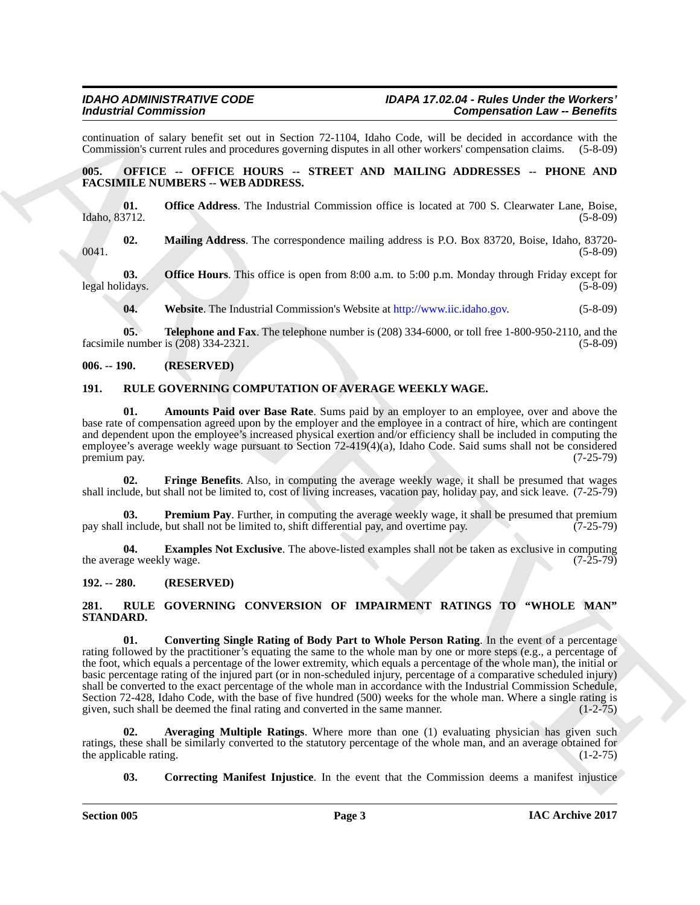continuation of salary benefit set out in Section 72-1104, Idaho Code, will be decided in accordance with the Commission's current rules and procedures governing disputes in all other workers' compensation claims. (5-8-09)

**005. OFFICE -- OFFICE HOURS -- STREET AND MAILING ADDRESSES -- PHONE AND FACSIMILE NUMBERS -- WEB ADDRESS.**

**01. Office Address**. The Industrial Commission office is located at 700 S. Clearwater Lane, Boise, Idaho, 83712. (5-8-09)

**02. Mailing Address**. The correspondence mailing address is P.O. Box 83720, Boise, Idaho, 83720-0041. (5-8-09)

**03. Office Hours**. This office is open from 8:00 a.m. to 5:00 p.m. Monday through Friday except for legal holidays. (5-8-09)

**04. Website**. The Industrial Commission's Website at http://www.iic.idaho.gov. (5-8-09)

**05. Telephone and Fax**. The telephone number is (208) 334-6000, or toll free 1-800-950-2110, and the facsimile number is (208) 334-2321. (5-8-09)

**006. -- 190. (RESERVED)**

**191. RULE GOVERNING COMPUTATION OF AVERAGE WEEKLY WAGE.**

**01. Amounts Paid over Base Rate**. Sums paid by an employer to an employee, over and above the base rate of compensation agreed upon by the employer and the employee in a contract of hire, which are contingent and dependent upon the employee's increased physical exertion and/or efficiency shall be included in computing the employee's average weekly wage pursuant to Section 72-419(4)(a), Idaho Code. Said sums shall not be considered premium pay. (7-25-79)

**02. Fringe Benefits**. Also, in computing the average weekly wage, it shall be presumed that wages shall include, but shall not be limited to, cost of living increases, vacation pay, holiday pay, and sick leave. (7-25-79)

**03. Premium Pay**. Further, in computing the average weekly wage, it shall be presumed that premium pay shall include, but shall not be limited to, shift differential pay, and overtime pay. (7-25-79)

**04. Examples Not Exclusive**. The above-listed examples shall not be taken as exclusive in computing the average weekly wage. (7-25-79)

**192. -- 280. (RESERVED)**

**281. RULE GOVERNING CONVERSION OF IMPAIRMENT RATINGS TO "WHOLE MAN" STANDARD.**

**01. Converting Single Rating of Body Part to Whole Person Rating**. In the event of a percentage rating followed by the practitioner's equating the same to the whole man by one or more steps (e.g., a percentage of the foot, which equals a percentage of the lower extremity, which equals a percentage of the whole man), the initial or basic percentage rating of the injured part (or in non-scheduled injury, percentage of a comparative scheduled injury) shall be converted to the exact percentage of the whole man in accordance with the Industrial Commission Schedule, Section 72-428, Idaho Code, with the base of five hundred (500) weeks for the whole man. Where a single rating is given, such shall be deemed the final rating and converted in the same manner. (1-2-75)

**02. Averaging Multiple Ratings**. Where more than one (1) evaluating physician has given such ratings, these shall be similarly converted to the statutory percentage of the whole man, and an average obtained for the applicable rating. (1-2-75)

**03. Correcting Manifest Injustice**. In the event that the Commission deems a manifest injustice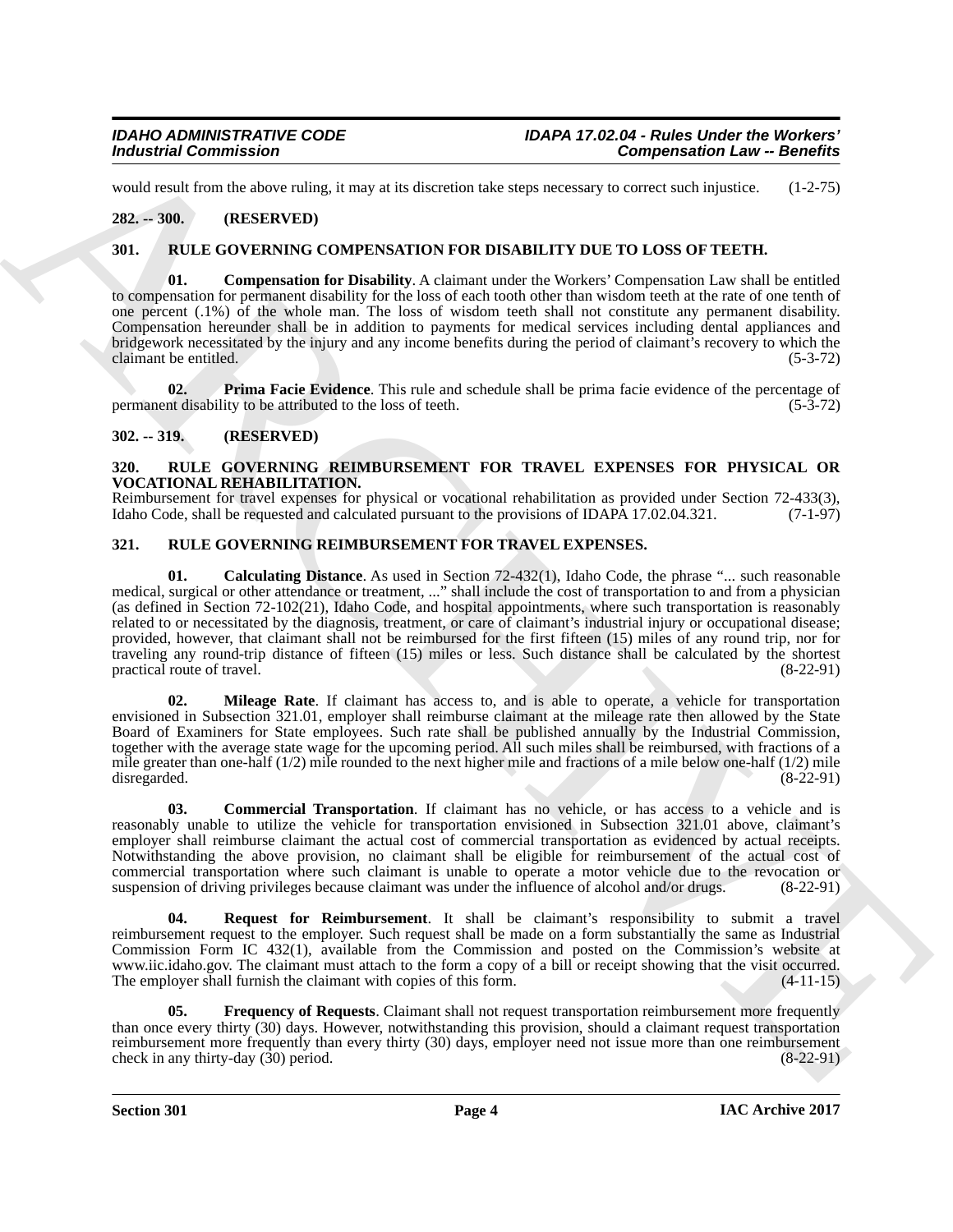would result from the above ruling, it may at its discretion take steps necessary to correct such injustice. (1-2-75)

### 282. -- 300. (RESERVED)

### 301. RULE GOVERNING COMPENSATION FOR DISABILITY DUE TO LOSS OF TEETH.

**01. Compensation for Disability**. A claimant under the Workers' Compensation Law shall be entitled to compensation for permanent disability for the loss of each tooth other than wisdom teeth at the rate of one tenth of one percent (.1%) of the whole man. The loss of wisdom teeth shall not constitute any permanent disability. Compensation hereunder shall be in addition to payments for medical services including dental appliances and bridgework necessitated by the injury and any income benefits during the period of claimant's recovery to which the claimant be entitled. (5-3-72)

**02. Prima Facie Evidence**. This rule and schedule shall be prima facie evidence of the percentage of permanent disability to be attributed to the loss of teeth. (5-3-72)

### 302. -- 319. (RESERVED)

### 320. RULE GOVERNING REIMBURSEMENT FOR TRAVEL EXPENSES FOR PHYSICAL OR VOCATIONAL REHABILITATION.

Reimbursement for travel expenses for physical or vocational rehabilitation as provided under Section 72-433(3), Idaho Code, shall be requested and calculated pursuant to the provisions of IDAPA 17.02.04.321. (7-1-97)

### 321. RULE GOVERNING REIMBURSEMENT FOR TRAVEL EXPENSES.

**01. Calculating Distance**. As used in Section 72-432(1), Idaho Code, the phrase "... such reasonable medical, surgical or other attendance or treatment, ..." shall include the cost of transportation to and from a physician (as defined in Section 72-102(21), Idaho Code, and hospital appointments, where such transportation is reasonably related to or necessitated by the diagnosis, treatment, or care of claimant's industrial injury or occupational disease; provided, however, that claimant shall not be reimbursed for the first fifteen (15) miles of any round trip, nor for traveling any round-trip distance of fifteen (15) miles or less. Such distance shall be calculated by the shortest practical route of travel. (8-22-91)

**02. Mileage Rate**. If claimant has access to, and is able to operate, a vehicle for transportation envisioned in Subsection 321.01, employer shall reimburse claimant at the mileage rate then allowed by the State Board of Examiners for State employees. Such rate shall be published annually by the Industrial Commission, together with the average state wage for the upcoming period. All such miles shall be reimbursed, with fractions of a mile greater than one-half (1/2) mile rounded to the next higher mile and fractions of a mile below one-half (1/2) mile disregarded. (8-22-91)

**03. Commercial Transportation**. If claimant has no vehicle, or has access to a vehicle and is reasonably unable to utilize the vehicle for transportation envisioned in Subsection 321.01 above, claimant's employer shall reimburse claimant the actual cost of commercial transportation as evidenced by actual receipts. Notwithstanding the above provision, no claimant shall be eligible for reimbursement of the actual cost of commercial transportation where such claimant is unable to operate a motor vehicle due to the revocation or suspension of driving privileges because claimant was under the influence of alcohol and/or drugs. (8-22-91)

**04. Request for Reimbursement**. It shall be claimant's responsibility to submit a travel reimbursement request to the employer. Such request shall be made on a form substantially the same as Industrial Commission Form IC 432(1), available from the Commission and posted on the Commission's website at www.iic.idaho.gov. The claimant must attach to the form a copy of a bill or receipt showing that the visit occurred. The employer shall furnish the claimant with copies of this form. (4-11-15)

**05. Frequency of Requests**. Claimant shall not request transportation reimbursement more frequently than once every thirty (30) days. However, notwithstanding this provision, should a claimant request transportation reimbursement more frequently than every thirty (30) days, employer need not issue more than one reimbursement check in any thirty-day (30) period. (8-22-91)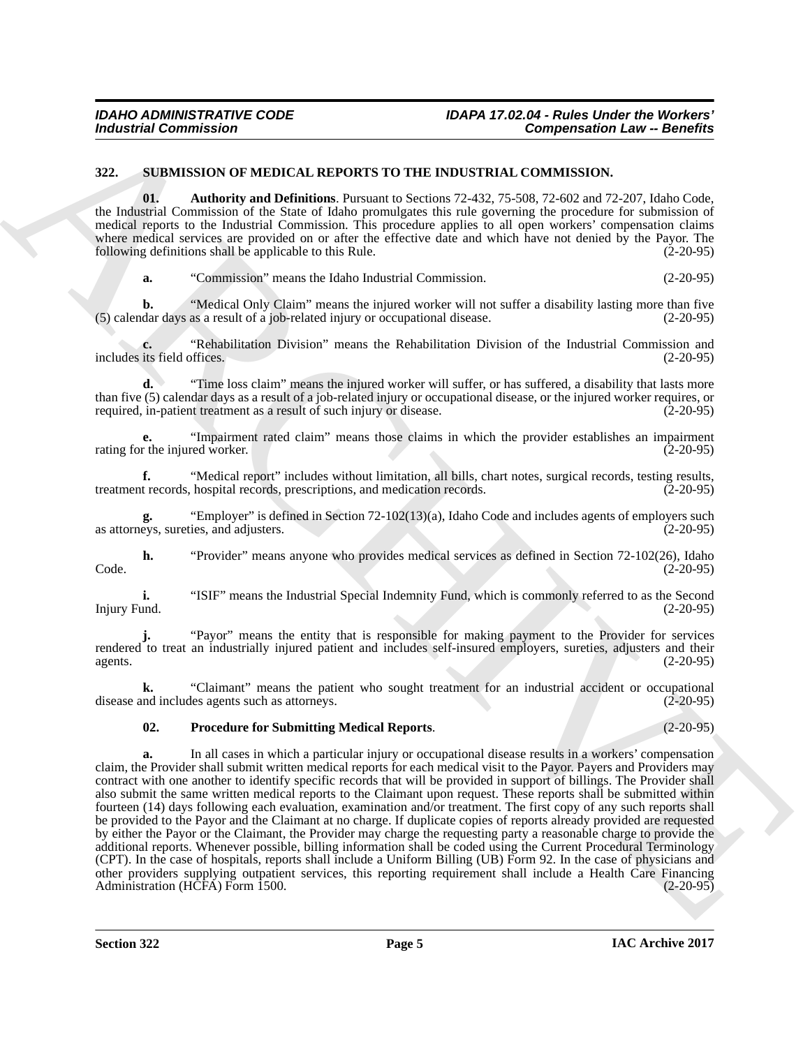## 322. SUBMISSION OF MEDICAL REPORTS TO THE INDUSTRIAL COMMISSION.

**01. Authority and Definitions**. Pursuant to Sections 72-432, 75-508, 72-602 and 72-207, Idaho Code, the Industrial Commission of the State of Idaho promulgates this rule governing the procedure for submission of medical reports to the Industrial Commission. This procedure applies to all open workers' compensation claims where medical services are provided on or after the effective date and which have not denied by the Payor. The following definitions shall be applicable to this Rule. (2-20-95)

**a.** "Commission" means the Idaho Industrial Commission. (2-20-95)

**b.** "Medical Only Claim" means the injured worker will not suffer a disability lasting more than five (5) calendar days as a result of a job-related injury or occupational disease. (2-20-95)

**c.** "Rehabilitation Division" means the Rehabilitation Division of the Industrial Commission and includes its field offices. (2-20-95)

**d.** "Time loss claim" means the injured worker will suffer, or has suffered, a disability that lasts more than five (5) calendar days as a result of a job-related injury or occupational disease, or the injured worker requires, or required, in-patient treatment as a result of such injury or disease. (2-20-95)

**e.** "Impairment rated claim" means those claims in which the provider establishes an impairment rating for the injured worker. (2-20-95)

**f.** "Medical report" includes without limitation, all bills, chart notes, surgical records, testing results, treatment records, hospital records, prescriptions, and medication records. (2-20-95)

**g.** "Employer" is defined in Section 72-102(13)(a), Idaho Code and includes agents of employers such as attorneys, sureties, and adjusters. (2-20-95)

**h.** "Provider" means anyone who provides medical services as defined in Section 72-102(26), Idaho Code. (2-20-95)

**i.** "ISIF" means the Industrial Special Indemnity Fund, which is commonly referred to as the Second Injury Fund. (2-20-95)

**j.** "Payor" means the entity that is responsible for making payment to the Provider for services rendered to treat an industrially injured patient and includes self-insured employers, sureties, adjusters and their agents. (2-20-95)

**k.** "Claimant" means the patient who sought treatment for an industrial accident or occupational disease and includes agents such as attorneys. (2-20-95)

**02. Procedure for Submitting Medical Reports**. (2-20-95)

**a.** In all cases in which a particular injury or occupational disease results in a workers' compensation claim, the Provider shall submit written medical reports for each medical visit to the Payor. Payers and Providers may contract with one another to identify specific records that will be provided in support of billings. The Provider shall also submit the same written medical reports to the Claimant upon request. These reports shall be submitted within fourteen (14) days following each evaluation, examination and/or treatment. The first copy of any such reports shall be provided to the Payor and the Claimant at no charge. If duplicate copies of reports already provided are requested by either the Payor or the Claimant, the Provider may charge the requesting party a reasonable charge to provide the additional reports. Whenever possible, billing information shall be coded using the Current Procedural Terminology (CPT). In the case of hospitals, reports shall include a Uniform Billing (UB) Form 92. In the case of physicians and other providers supplying outpatient services, this reporting requirement shall include a Health Care Financing Administration (HCFA) Form 1500. (2-20-95)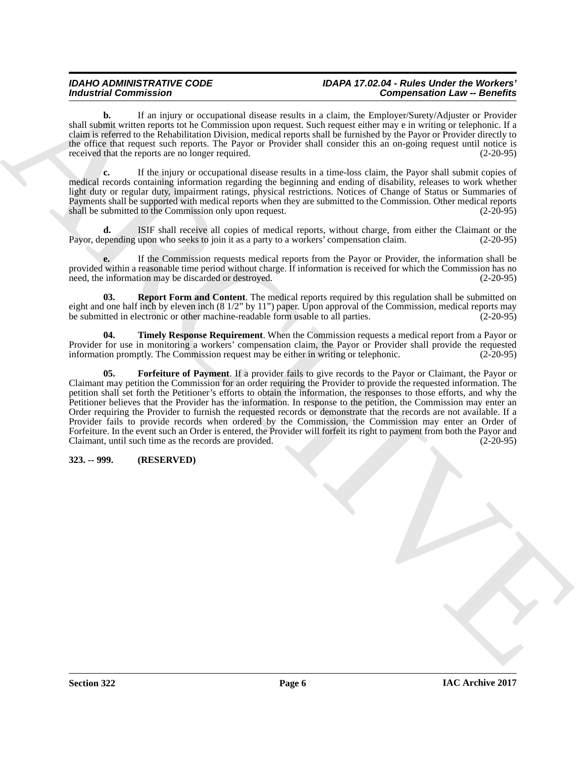**b.** If an injury or occupational disease results in a claim, the Employer/Surety/Adjuster or Provider shall submit written reports tot he Commission upon request. Such request either may e in writing or telephonic. If a claim is referred to the Rehabilitation Division, medical reports shall be furnished by the Payor or Provider directly to the office that request such reports. The Payor or Provider shall consider this an on-going request until notice is received that the reports are no longer required. (2-20-95)

**c.** If the injury or occupational disease results in a time-loss claim, the Payor shall submit copies of medical records containing information regarding the beginning and ending of disability, releases to work whether light duty or regular duty, impairment ratings, physical restrictions. Notices of Change of Status or Summaries of Payments shall be supported with medical reports when they are submitted to the Commission. Other medical reports shall be submitted to the Commission only upon request. (2-20-95)

**d.** ISIF shall receive all copies of medical reports, without charge, from either the Claimant or the Payor, depending upon who seeks to join it as a party to a workers' compensation claim. (2-20-95)

**e.** If the Commission requests medical reports from the Payor or Provider, the information shall be provided within a reasonable time period without charge. If information is received for which the Commission has no need, the information may be discarded or destroyed. (2-20-95)

**03. Report Form and Content**. The medical reports required by this regulation shall be submitted on eight and one half inch by eleven inch (8 1/2" by 11") paper. Upon approval of the Commission, medical reports may be submitted in electronic or other machine-readable form usable to all parties. (2-20-95)

**04. Timely Response Requirement**. When the Commission requests a medical report from a Payor or Provider for use in monitoring a workers' compensation claim, the Payor or Provider shall provide the requested information promptly. The Commission request may be either in writing or telephonic. (2-20-95)

**05. Forfeiture of Payment**. If a provider fails to give records to the Payor or Claimant, the Payor or Claimant may petition the Commission for an order requiring the Provider to provide the requested information. The petition shall set forth the Petitioner's efforts to obtain the information, the responses to those efforts, and why the Petitioner believes that the Provider has the information. In response to the petition, the Commission may enter an Order requiring the Provider to furnish the requested records or demonstrate that the records are not available. If a Provider fails to provide records when ordered by the Commission, the Commission may enter an Order of Forfeiture. In the event such an Order is entered, the Provider will forfeit its right to payment from both the Payor and Claimant, until such time as the records are provided. (2-20-95)

**323. -- 999. (RESERVED)**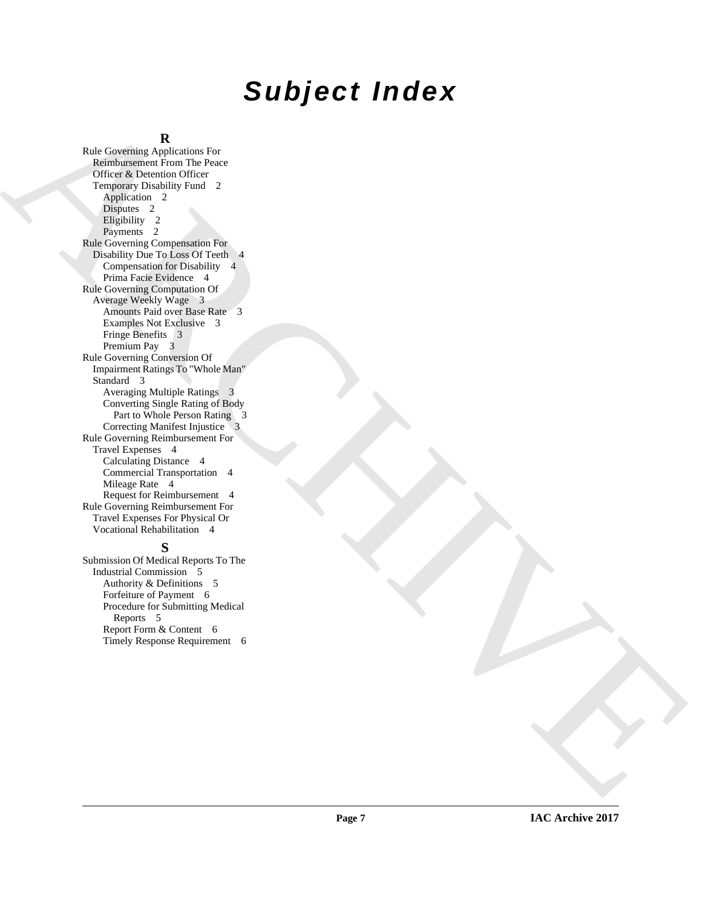# Subject Index

## R

Rule Governing Applications For Reimbursement From The Peace Officer & Detention Officer Temporary Disability Fund 2
- Application 2
- Disputes 2
- Eligibility 2
- Payments 2

Rule Governing Compensation For Disability Due To Loss Of Teeth 4
- Compensation for Disability 4
- Prima Facie Evidence 4

Rule Governing Computation Of Average Weekly Wage 3
- Amounts Paid over Base Rate 3
- Examples Not Exclusive 3
- Fringe Benefits 3
- Premium Pay 3

Rule Governing Conversion Of Impairment Ratings To "Whole Man" Standard 3
- Averaging Multiple Ratings 3
- Converting Single Rating of Body Part to Whole Person Rating 3
- Correcting Manifest Injustice 3

Rule Governing Reimbursement For Travel Expenses 4
- Calculating Distance 4
- Commercial Transportation 4
- Mileage Rate 4
- Request for Reimbursement 4

Rule Governing Reimbursement For Travel Expenses For Physical Or Vocational Rehabilitation 4

## S

Submission Of Medical Reports To The Industrial Commission 5
- Authority & Definitions 5
- Forfeiture of Payment 6
- Procedure for Submitting Medical Reports 5
- Report Form & Content 6
- Timely Response Requirement 6